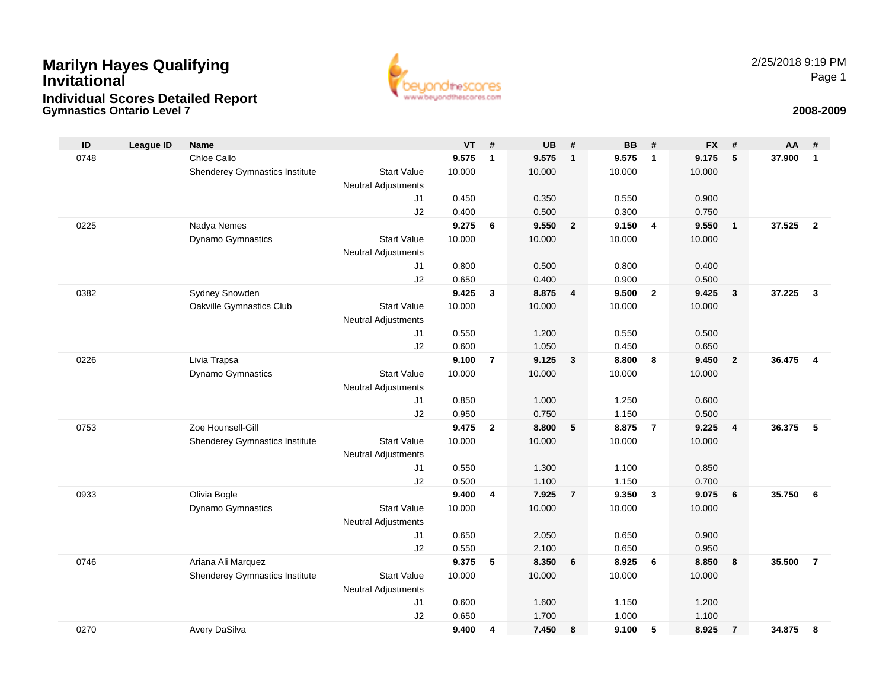# Marilyn Hayes Qualifying Invitational

## Individual Scores Detailed Report

### Gymnastics Ontario Level 7

2/25/2018 9:19 PM

**2008-2009**

| ID | League ID | Name | | VT | # | UB | # | BB | # | FX | # | AA | # |
|---|---|---|---|---|---|---|---|---|---|---|---|---|---|
| 0748 | | Chloe Callo | | **9.575** | **1** | **9.575** | **1** | **9.575** | **1** | **9.175** | **5** | **37.900** | **1** |
| | | Shenderey Gymnastics Institute | Start Value | 10.000 | | 10.000 | | 10.000 | | 10.000 | | | |
| | | | Neutral Adjustments | | | | | | | | | | |
| | | | J1 | 0.450 | | 0.350 | | 0.550 | | 0.900 | | | |
| | | | J2 | 0.400 | | 0.500 | | 0.300 | | 0.750 | | | |
| 0225 | | Nadya Nemes | | **9.275** | **6** | **9.550** | **2** | **9.150** | **4** | **9.550** | **1** | **37.525** | **2** |
| | | Dynamo Gymnastics | Start Value | 10.000 | | 10.000 | | 10.000 | | 10.000 | | | |
| | | | Neutral Adjustments | | | | | | | | | | |
| | | | J1 | 0.800 | | 0.500 | | 0.800 | | 0.400 | | | |
| | | | J2 | 0.650 | | 0.400 | | 0.900 | | 0.500 | | | |
| 0382 | | Sydney Snowden | | **9.425** | **3** | **8.875** | **4** | **9.500** | **2** | **9.425** | **3** | **37.225** | **3** |
| | | Oakville Gymnastics Club | Start Value | 10.000 | | 10.000 | | 10.000 | | 10.000 | | | |
| | | | Neutral Adjustments | | | | | | | | | | |
| | | | J1 | 0.550 | | 1.200 | | 0.550 | | 0.500 | | | |
| | | | J2 | 0.600 | | 1.050 | | 0.450 | | 0.650 | | | |
| 0226 | | Livia Trapsa | | **9.100** | **7** | **9.125** | **3** | **8.800** | **8** | **9.450** | **2** | **36.475** | **4** |
| | | Dynamo Gymnastics | Start Value | 10.000 | | 10.000 | | 10.000 | | 10.000 | | | |
| | | | Neutral Adjustments | | | | | | | | | | |
| | | | J1 | 0.850 | | 1.000 | | 1.250 | | 0.600 | | | |
| | | | J2 | 0.950 | | 0.750 | | 1.150 | | 0.500 | | | |
| 0753 | | Zoe Hounsell-Gill | | **9.475** | **2** | **8.800** | **5** | **8.875** | **7** | **9.225** | **4** | **36.375** | **5** |
| | | Shenderey Gymnastics Institute | Start Value | 10.000 | | 10.000 | | 10.000 | | 10.000 | | | |
| | | | Neutral Adjustments | | | | | | | | | | |
| | | | J1 | 0.550 | | 1.300 | | 1.100 | | 0.850 | | | |
| | | | J2 | 0.500 | | 1.100 | | 1.150 | | 0.700 | | | |
| 0933 | | Olivia Bogle | | **9.400** | **4** | **7.925** | **7** | **9.350** | **3** | **9.075** | **6** | **35.750** | **6** |
| | | Dynamo Gymnastics | Start Value | 10.000 | | 10.000 | | 10.000 | | 10.000 | | | |
| | | | Neutral Adjustments | | | | | | | | | | |
| | | | J1 | 0.650 | | 2.050 | | 0.650 | | 0.900 | | | |
| | | | J2 | 0.550 | | 2.100 | | 0.650 | | 0.950 | | | |
| 0746 | | Ariana Ali Marquez | | **9.375** | **5** | **8.350** | **6** | **8.925** | **6** | **8.850** | **8** | **35.500** | **7** |
| | | Shenderey Gymnastics Institute | Start Value | 10.000 | | 10.000 | | 10.000 | | 10.000 | | | |
| | | | Neutral Adjustments | | | | | | | | | | |
| | | | J1 | 0.600 | | 1.600 | | 1.150 | | 1.200 | | | |
| | | | J2 | 0.650 | | 1.700 | | 1.000 | | 1.100 | | | |
| 0270 | | Avery DaSilva | | **9.400** | **4** | **7.450** | **8** | **9.100** | **5** | **8.925** | **7** | **34.875** | **8** |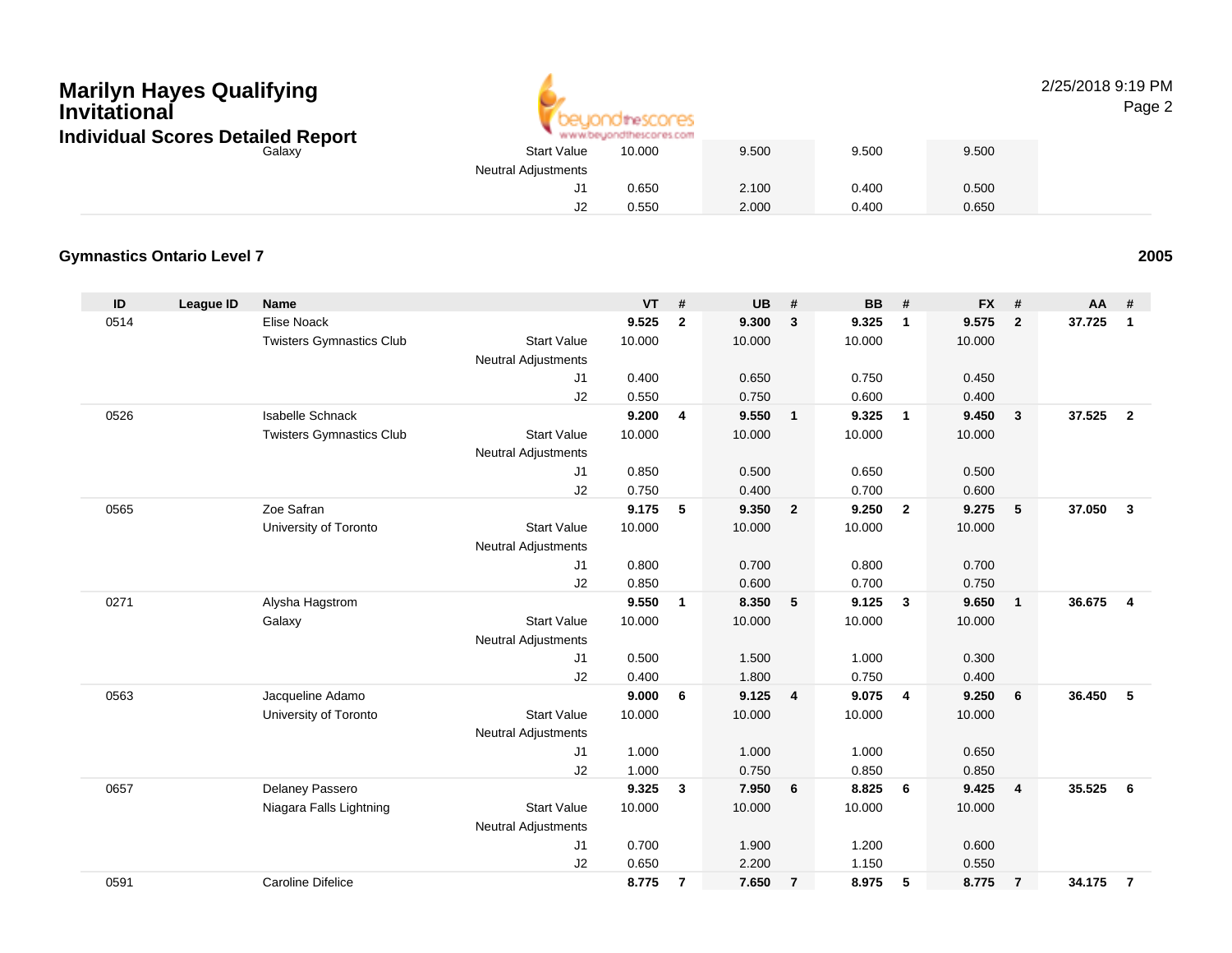# Marilyn Hayes Qualifying Invitational

## Individual Scores Detailed Report

| | | | | VT | # | UB | # | BB | # | FX | # | AA | # |
|---|---|---|---|---|---|---|---|---|---|---|---|---|---|
| | | Galaxy | Start Value | 10.000 | | 9.500 | | 9.500 | | 9.500 | | | |
| | | | Neutral Adjustments | | | | | | | | | | |
| | | | J1 | 0.650 | | 2.100 | | 0.400 | | 0.500 | | | |
| | | | J2 | 0.550 | | 2.000 | | 0.400 | | 0.650 | | | |

### Gymnastics Ontario Level 7 — 2005

| ID | League ID | Name | | VT | # | UB | # | BB | # | FX | # | AA | # |
|---|---|---|---|---|---|---|---|---|---|---|---|---|---|
| 0514 | | Elise Noack | | **9.525** | **2** | **9.300** | **3** | **9.325** | **1** | **9.575** | **2** | **37.725** | **1** |
| | | Twisters Gymnastics Club | Start Value | 10.000 | | 10.000 | | 10.000 | | 10.000 | | | |
| | | | Neutral Adjustments | | | | | | | | | | |
| | | | J1 | 0.400 | | 0.650 | | 0.750 | | 0.450 | | | |
| | | | J2 | 0.550 | | 0.750 | | 0.600 | | 0.400 | | | |
| 0526 | | Isabelle Schnack | | **9.200** | **4** | **9.550** | **1** | **9.325** | **1** | **9.450** | **3** | **37.525** | **2** |
| | | Twisters Gymnastics Club | Start Value | 10.000 | | 10.000 | | 10.000 | | 10.000 | | | |
| | | | Neutral Adjustments | | | | | | | | | | |
| | | | J1 | 0.850 | | 0.500 | | 0.650 | | 0.500 | | | |
| | | | J2 | 0.750 | | 0.400 | | 0.700 | | 0.600 | | | |
| 0565 | | Zoe Safran | | **9.175** | **5** | **9.350** | **2** | **9.250** | **2** | **9.275** | **5** | **37.050** | **3** |
| | | University of Toronto | Start Value | 10.000 | | 10.000 | | 10.000 | | 10.000 | | | |
| | | | Neutral Adjustments | | | | | | | | | | |
| | | | J1 | 0.800 | | 0.700 | | 0.800 | | 0.700 | | | |
| | | | J2 | 0.850 | | 0.600 | | 0.700 | | 0.750 | | | |
| 0271 | | Alysha Hagstrom | | **9.550** | **1** | **8.350** | **5** | **9.125** | **3** | **9.650** | **1** | **36.675** | **4** |
| | | Galaxy | Start Value | 10.000 | | 10.000 | | 10.000 | | 10.000 | | | |
| | | | Neutral Adjustments | | | | | | | | | | |
| | | | J1 | 0.500 | | 1.500 | | 1.000 | | 0.300 | | | |
| | | | J2 | 0.400 | | 1.800 | | 0.750 | | 0.400 | | | |
| 0563 | | Jacqueline Adamo | | **9.000** | **6** | **9.125** | **4** | **9.075** | **4** | **9.250** | **6** | **36.450** | **5** |
| | | University of Toronto | Start Value | 10.000 | | 10.000 | | 10.000 | | 10.000 | | | |
| | | | Neutral Adjustments | | | | | | | | | | |
| | | | J1 | 1.000 | | 1.000 | | 1.000 | | 0.650 | | | |
| | | | J2 | 1.000 | | 0.750 | | 0.850 | | 0.850 | | | |
| 0657 | | Delaney Passero | | **9.325** | **3** | **7.950** | **6** | **8.825** | **6** | **9.425** | **4** | **35.525** | **6** |
| | | Niagara Falls Lightning | Start Value | 10.000 | | 10.000 | | 10.000 | | 10.000 | | | |
| | | | Neutral Adjustments | | | | | | | | | | |
| | | | J1 | 0.700 | | 1.900 | | 1.200 | | 0.600 | | | |
| | | | J2 | 0.650 | | 2.200 | | 1.150 | | 0.550 | | | |
| 0591 | | Caroline Difelice | | **8.775** | **7** | **7.650** | **7** | **8.975** | **5** | **8.775** | **7** | **34.175** | **7** |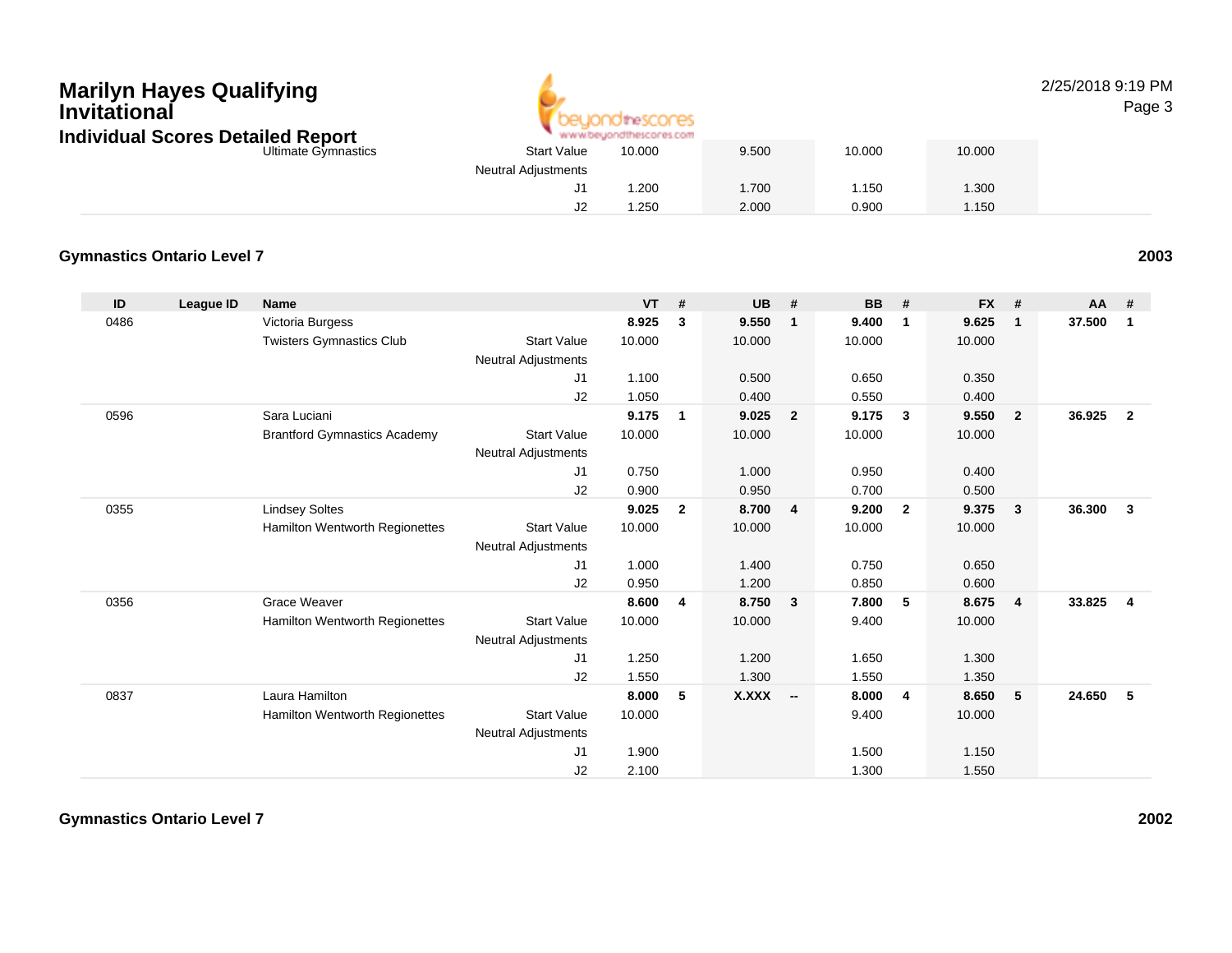## Marilyn Hayes Qualifying Invitational

### Individual Scores Detailed Report

| | | | | VT | # | UB | # | BB | # | FX | # | AA | # |
|---|---|---|---|---|---|---|---|---|---|---|---|---|---|
| | | Ultimate Gymnastics | Start Value | 10.000 | | 9.500 | | 10.000 | | 10.000 | | | |
| | | | Neutral Adjustments | | | | | | | | | | |
| | | | J1 | 1.200 | | 1.700 | | 1.150 | | 1.300 | | | |
| | | | J2 | 1.250 | | 2.000 | | 0.900 | | 1.150 | | | |

### Gymnastics Ontario Level 7 — 2003

| ID | League ID | Name | | VT | # | UB | # | BB | # | FX | # | AA | # |
|---|---|---|---|---|---|---|---|---|---|---|---|---|---|
| 0486 | | Victoria Burgess | | **8.925** | **3** | **9.550** | **1** | **9.400** | **1** | **9.625** | **1** | **37.500** | **1** |
| | | Twisters Gymnastics Club | Start Value | 10.000 | | 10.000 | | 10.000 | | 10.000 | | | |
| | | | Neutral Adjustments | | | | | | | | | | |
| | | | J1 | 1.100 | | 0.500 | | 0.650 | | 0.350 | | | |
| | | | J2 | 1.050 | | 0.400 | | 0.550 | | 0.400 | | | |
| 0596 | | Sara Luciani | | **9.175** | **1** | **9.025** | **2** | **9.175** | **3** | **9.550** | **2** | **36.925** | **2** |
| | | Brantford Gymnastics Academy | Start Value | 10.000 | | 10.000 | | 10.000 | | 10.000 | | | |
| | | | Neutral Adjustments | | | | | | | | | | |
| | | | J1 | 0.750 | | 1.000 | | 0.950 | | 0.400 | | | |
| | | | J2 | 0.900 | | 0.950 | | 0.700 | | 0.500 | | | |
| 0355 | | Lindsey Soltes | | **9.025** | **2** | **8.700** | **4** | **9.200** | **2** | **9.375** | **3** | **36.300** | **3** |
| | | Hamilton Wentworth Regionettes | Start Value | 10.000 | | 10.000 | | 10.000 | | 10.000 | | | |
| | | | Neutral Adjustments | | | | | | | | | | |
| | | | J1 | 1.000 | | 1.400 | | 0.750 | | 0.650 | | | |
| | | | J2 | 0.950 | | 1.200 | | 0.850 | | 0.600 | | | |
| 0356 | | Grace Weaver | | **8.600** | **4** | **8.750** | **3** | **7.800** | **5** | **8.675** | **4** | **33.825** | **4** |
| | | Hamilton Wentworth Regionettes | Start Value | 10.000 | | 10.000 | | 9.400 | | 10.000 | | | |
| | | | Neutral Adjustments | | | | | | | | | | |
| | | | J1 | 1.250 | | 1.200 | | 1.650 | | 1.300 | | | |
| | | | J2 | 1.550 | | 1.300 | | 1.550 | | 1.350 | | | |
| 0837 | | Laura Hamilton | | **8.000** | **5** | **X.XXX** | **--** | **8.000** | **4** | **8.650** | **5** | **24.650** | **5** |
| | | Hamilton Wentworth Regionettes | Start Value | 10.000 | | | | 9.400 | | 10.000 | | | |
| | | | Neutral Adjustments | | | | | | | | | | |
| | | | J1 | 1.900 | | | | 1.500 | | 1.150 | | | |
| | | | J2 | 2.100 | | | | 1.300 | | 1.550 | | | |

### Gymnastics Ontario Level 7 — 2002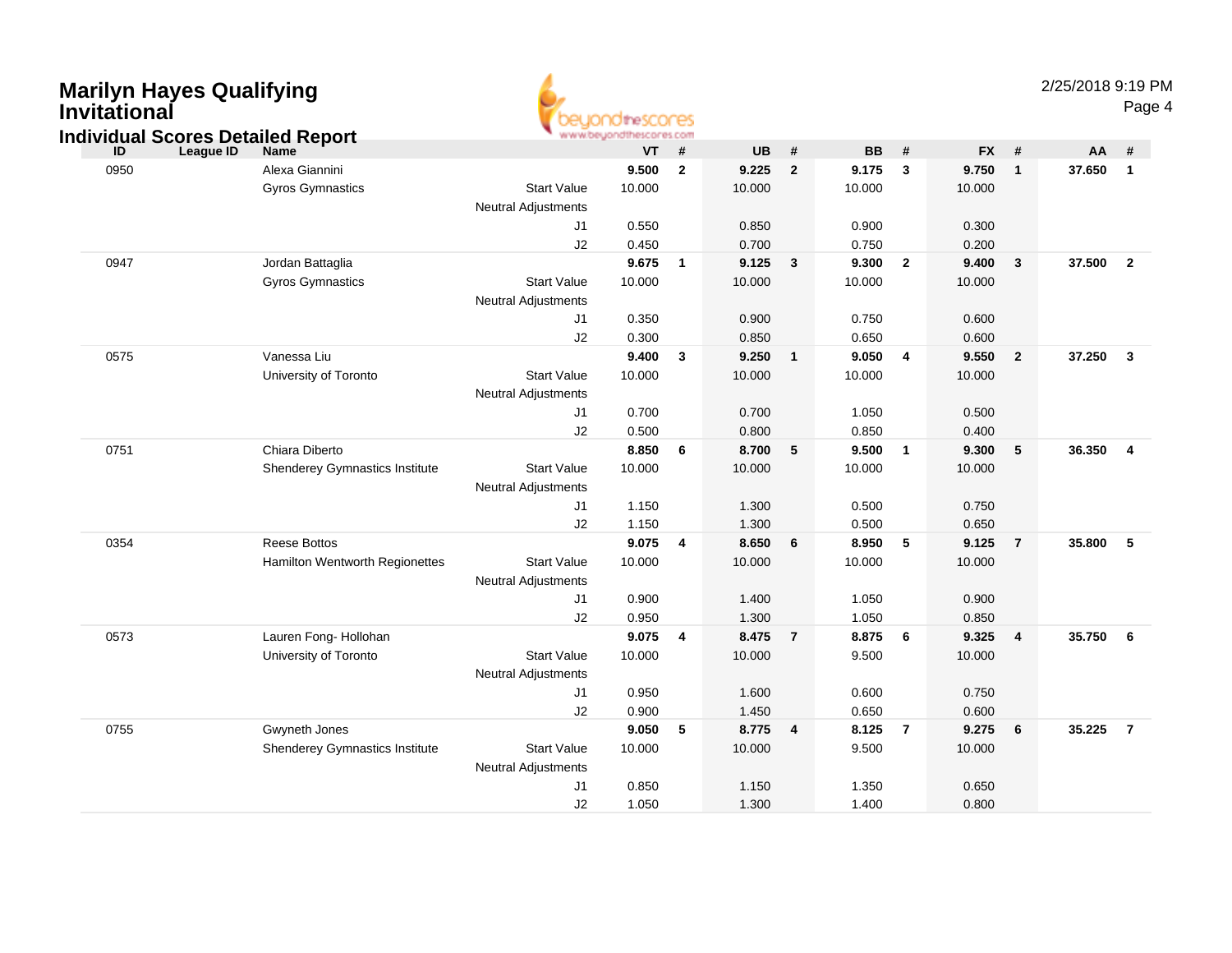# Marilyn Hayes Qualifying Invitational

## Individual Scores Detailed Report

2/25/2018 9:19 PM

| ID | League ID | Name | | VT | # | UB | # | BB | # | FX | # | AA | # |
|---|---|---|---|---|---|---|---|---|---|---|---|---|---|
| 0950 | | Alexa Giannini | | **9.500** | **2** | **9.225** | **2** | **9.175** | **3** | **9.750** | **1** | **37.650** | **1** |
| | | Gyros Gymnastics | Start Value | 10.000 | | 10.000 | | 10.000 | | 10.000 | | | |
| | | | Neutral Adjustments | | | | | | | | | | |
| | | | J1 | 0.550 | | 0.850 | | 0.900 | | 0.300 | | | |
| | | | J2 | 0.450 | | 0.700 | | 0.750 | | 0.200 | | | |
| 0947 | | Jordan Battaglia | | **9.675** | **1** | **9.125** | **3** | **9.300** | **2** | **9.400** | **3** | **37.500** | **2** |
| | | Gyros Gymnastics | Start Value | 10.000 | | 10.000 | | 10.000 | | 10.000 | | | |
| | | | Neutral Adjustments | | | | | | | | | | |
| | | | J1 | 0.350 | | 0.900 | | 0.750 | | 0.600 | | | |
| | | | J2 | 0.300 | | 0.850 | | 0.650 | | 0.600 | | | |
| 0575 | | Vanessa Liu | | **9.400** | **3** | **9.250** | **1** | **9.050** | **4** | **9.550** | **2** | **37.250** | **3** |
| | | University of Toronto | Start Value | 10.000 | | 10.000 | | 10.000 | | 10.000 | | | |
| | | | Neutral Adjustments | | | | | | | | | | |
| | | | J1 | 0.700 | | 0.700 | | 1.050 | | 0.500 | | | |
| | | | J2 | 0.500 | | 0.800 | | 0.850 | | 0.400 | | | |
| 0751 | | Chiara Diberto | | **8.850** | **6** | **8.700** | **5** | **9.500** | **1** | **9.300** | **5** | **36.350** | **4** |
| | | Shenderey Gymnastics Institute | Start Value | 10.000 | | 10.000 | | 10.000 | | 10.000 | | | |
| | | | Neutral Adjustments | | | | | | | | | | |
| | | | J1 | 1.150 | | 1.300 | | 0.500 | | 0.750 | | | |
| | | | J2 | 1.150 | | 1.300 | | 0.500 | | 0.650 | | | |
| 0354 | | Reese Bottos | | **9.075** | **4** | **8.650** | **6** | **8.950** | **5** | **9.125** | **7** | **35.800** | **5** |
| | | Hamilton Wentworth Regionettes | Start Value | 10.000 | | 10.000 | | 10.000 | | 10.000 | | | |
| | | | Neutral Adjustments | | | | | | | | | | |
| | | | J1 | 0.900 | | 1.400 | | 1.050 | | 0.900 | | | |
| | | | J2 | 0.950 | | 1.300 | | 1.050 | | 0.850 | | | |
| 0573 | | Lauren Fong- Hollohan | | **9.075** | **4** | **8.475** | **7** | **8.875** | **6** | **9.325** | **4** | **35.750** | **6** |
| | | University of Toronto | Start Value | 10.000 | | 10.000 | | 9.500 | | 10.000 | | | |
| | | | Neutral Adjustments | | | | | | | | | | |
| | | | J1 | 0.950 | | 1.600 | | 0.600 | | 0.750 | | | |
| | | | J2 | 0.900 | | 1.450 | | 0.650 | | 0.600 | | | |
| 0755 | | Gwyneth Jones | | **9.050** | **5** | **8.775** | **4** | **8.125** | **7** | **9.275** | **6** | **35.225** | **7** |
| | | Shenderey Gymnastics Institute | Start Value | 10.000 | | 10.000 | | 9.500 | | 10.000 | | | |
| | | | Neutral Adjustments | | | | | | | | | | |
| | | | J1 | 0.850 | | 1.150 | | 1.350 | | 0.650 | | | |
| | | | J2 | 1.050 | | 1.300 | | 1.400 | | 0.800 | | | |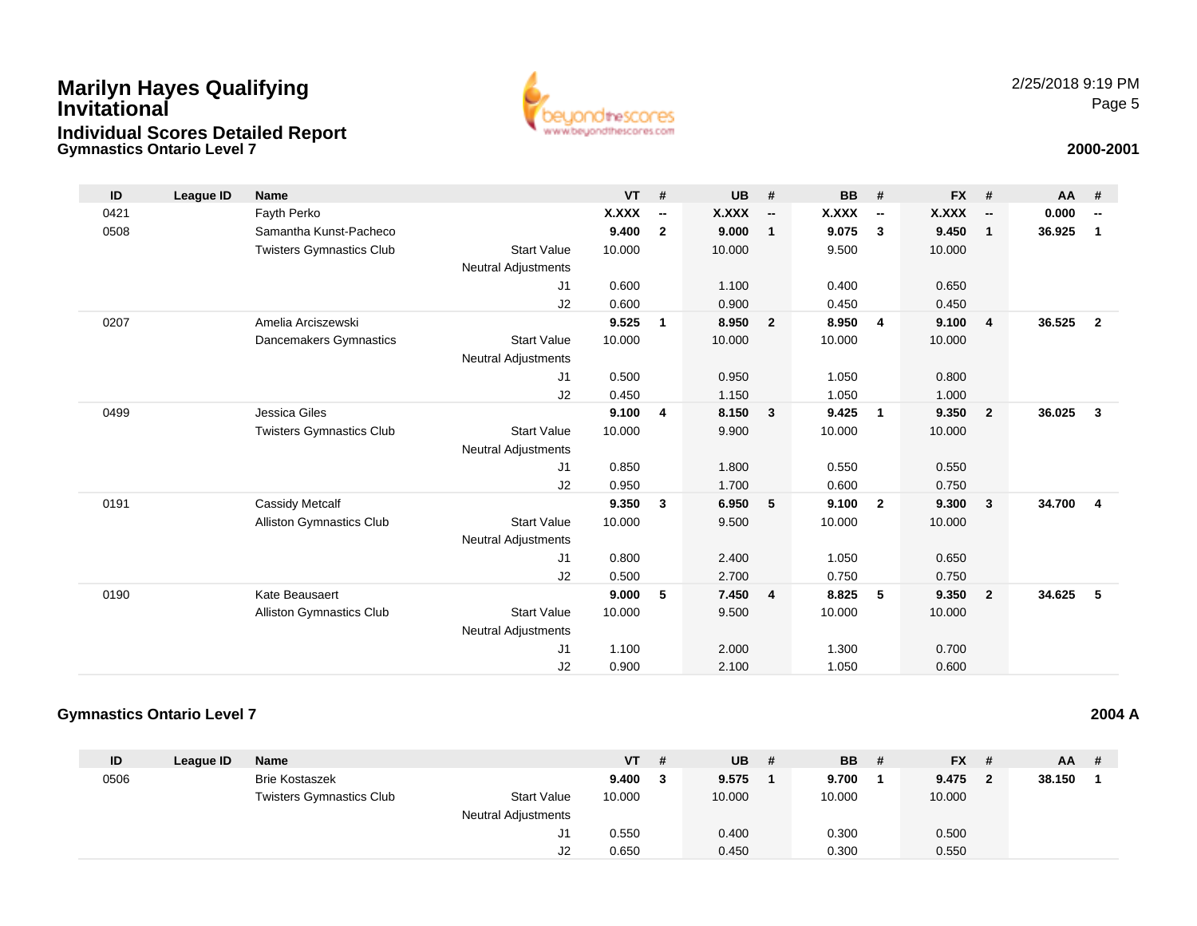# Marilyn Hayes Qualifying Invitational

## Individual Scores Detailed Report

### Gymnastics Ontario Level 7

**2000-2001**

| ID | League ID | Name | | VT | # | UB | # | BB | # | FX | # | AA | # |
|---|---|---|---|---|---|---|---|---|---|---|---|---|---|
| 0421 | | Fayth Perko | | **X.XXX** | **--** | **X.XXX** | **--** | **X.XXX** | **--** | **X.XXX** | **--** | **0.000** | **--** |
| 0508 | | Samantha Kunst-Pacheco | | **9.400** | **2** | **9.000** | **1** | **9.075** | **3** | **9.450** | **1** | **36.925** | **1** |
| | | Twisters Gymnastics Club | Start Value | 10.000 | | 10.000 | | 9.500 | | 10.000 | | | |
| | | | Neutral Adjustments | | | | | | | | | | |
| | | | J1 | 0.600 | | 1.100 | | 0.400 | | 0.650 | | | |
| | | | J2 | 0.600 | | 0.900 | | 0.450 | | 0.450 | | | |
| 0207 | | Amelia Arciszewski | | **9.525** | **1** | **8.950** | **2** | **8.950** | **4** | **9.100** | **4** | **36.525** | **2** |
| | | Dancemakers Gymnastics | Start Value | 10.000 | | 10.000 | | 10.000 | | 10.000 | | | |
| | | | Neutral Adjustments | | | | | | | | | | |
| | | | J1 | 0.500 | | 0.950 | | 1.050 | | 0.800 | | | |
| | | | J2 | 0.450 | | 1.150 | | 1.050 | | 1.000 | | | |
| 0499 | | Jessica Giles | | **9.100** | **4** | **8.150** | **3** | **9.425** | **1** | **9.350** | **2** | **36.025** | **3** |
| | | Twisters Gymnastics Club | Start Value | 10.000 | | 9.900 | | 10.000 | | 10.000 | | | |
| | | | Neutral Adjustments | | | | | | | | | | |
| | | | J1 | 0.850 | | 1.800 | | 0.550 | | 0.550 | | | |
| | | | J2 | 0.950 | | 1.700 | | 0.600 | | 0.750 | | | |
| 0191 | | Cassidy Metcalf | | **9.350** | **3** | **6.950** | **5** | **9.100** | **2** | **9.300** | **3** | **34.700** | **4** |
| | | Alliston Gymnastics Club | Start Value | 10.000 | | 9.500 | | 10.000 | | 10.000 | | | |
| | | | Neutral Adjustments | | | | | | | | | | |
| | | | J1 | 0.800 | | 2.400 | | 1.050 | | 0.650 | | | |
| | | | J2 | 0.500 | | 2.700 | | 0.750 | | 0.750 | | | |
| 0190 | | Kate Beausaert | | **9.000** | **5** | **7.450** | **4** | **8.825** | **5** | **9.350** | **2** | **34.625** | **5** |
| | | Alliston Gymnastics Club | Start Value | 10.000 | | 9.500 | | 10.000 | | 10.000 | | | |
| | | | Neutral Adjustments | | | | | | | | | | |
| | | | J1 | 1.100 | | 2.000 | | 1.300 | | 0.700 | | | |
| | | | J2 | 0.900 | | 2.100 | | 1.050 | | 0.600 | | | |

### Gymnastics Ontario Level 7

**2004 A**

| ID | League ID | Name | | VT | # | UB | # | BB | # | FX | # | AA | # |
|---|---|---|---|---|---|---|---|---|---|---|---|---|---|
| 0506 | | Brie Kostaszek | | **9.400** | **3** | **9.575** | **1** | **9.700** | **1** | **9.475** | **2** | **38.150** | **1** |
| | | Twisters Gymnastics Club | Start Value | 10.000 | | 10.000 | | 10.000 | | 10.000 | | | |
| | | | Neutral Adjustments | | | | | | | | | | |
| | | | J1 | 0.550 | | 0.400 | | 0.300 | | 0.500 | | | |
| | | | J2 | 0.650 | | 0.450 | | 0.300 | | 0.550 | | | |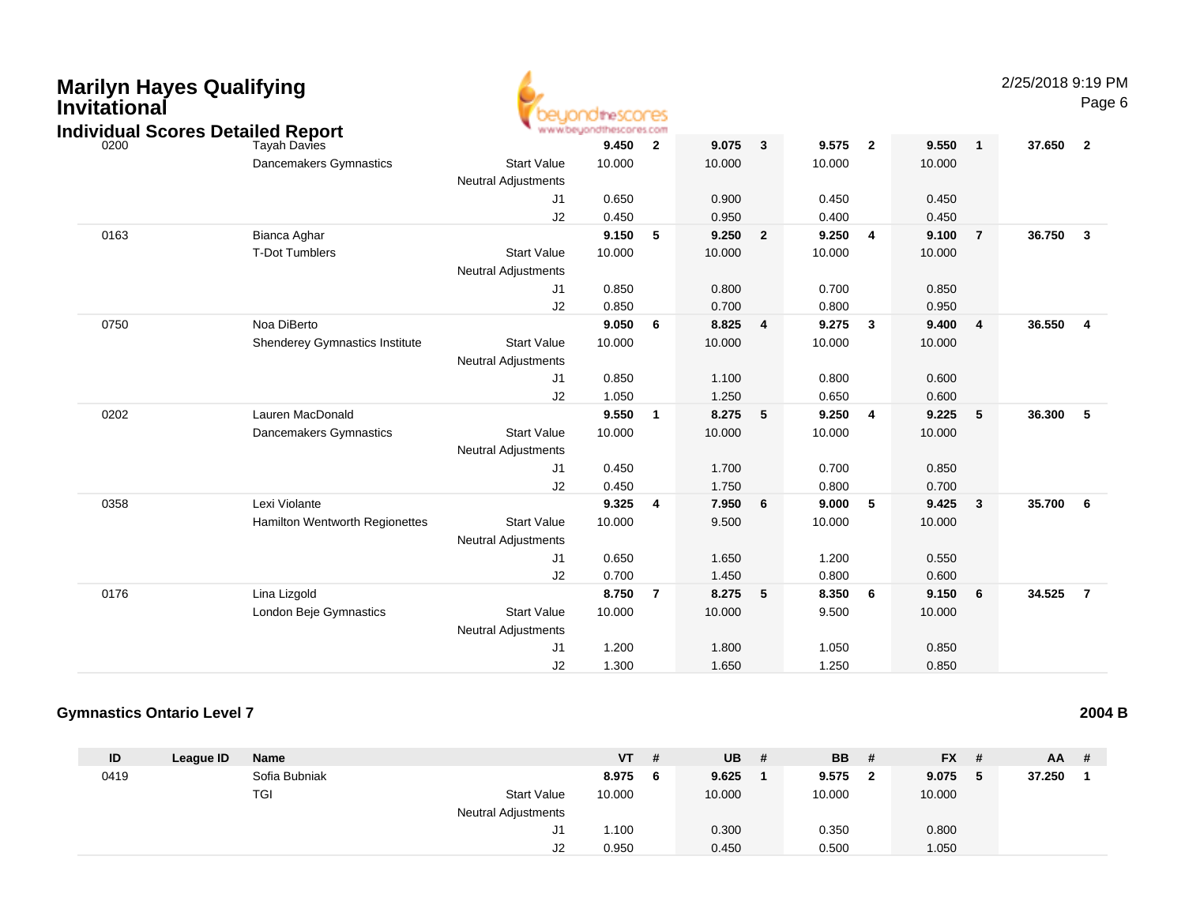| ID | League ID | Name | | VT | # | UB | # | BB | # | FX | # | AA | # |
|---|---|---|---|---|---|---|---|---|---|---|---|---|---|
| 0200 | | Tayah Davies | | **9.450** | **2** | **9.075** | **3** | **9.575** | **2** | **9.550** | **1** | **37.650** | **2** |
| | | Dancemakers Gymnastics | Start Value | 10.000 | | 10.000 | | 10.000 | | 10.000 | | | |
| | | | Neutral Adjustments | | | | | | | | | | |
| | | | J1 | 0.650 | | 0.900 | | 0.450 | | 0.450 | | | |
| | | | J2 | 0.450 | | 0.950 | | 0.400 | | 0.450 | | | |
| 0163 | | Bianca Aghar | | **9.150** | **5** | **9.250** | **2** | **9.250** | **4** | **9.100** | **7** | **36.750** | **3** |
| | | T-Dot Tumblers | Start Value | 10.000 | | 10.000 | | 10.000 | | 10.000 | | | |
| | | | Neutral Adjustments | | | | | | | | | | |
| | | | J1 | 0.850 | | 0.800 | | 0.700 | | 0.850 | | | |
| | | | J2 | 0.850 | | 0.700 | | 0.800 | | 0.950 | | | |
| 0750 | | Noa DiBerto | | **9.050** | **6** | **8.825** | **4** | **9.275** | **3** | **9.400** | **4** | **36.550** | **4** |
| | | Shenderey Gymnastics Institute | Start Value | 10.000 | | 10.000 | | 10.000 | | 10.000 | | | |
| | | | Neutral Adjustments | | | | | | | | | | |
| | | | J1 | 0.850 | | 1.100 | | 0.800 | | 0.600 | | | |
| | | | J2 | 1.050 | | 1.250 | | 0.650 | | 0.600 | | | |
| 0202 | | Lauren MacDonald | | **9.550** | **1** | **8.275** | **5** | **9.250** | **4** | **9.225** | **5** | **36.300** | **5** |
| | | Dancemakers Gymnastics | Start Value | 10.000 | | 10.000 | | 10.000 | | 10.000 | | | |
| | | | Neutral Adjustments | | | | | | | | | | |
| | | | J1 | 0.450 | | 1.700 | | 0.700 | | 0.850 | | | |
| | | | J2 | 0.450 | | 1.750 | | 0.800 | | 0.700 | | | |
| 0358 | | Lexi Violante | | **9.325** | **4** | **7.950** | **6** | **9.000** | **5** | **9.425** | **3** | **35.700** | **6** |
| | | Hamilton Wentworth Regionettes | Start Value | 10.000 | | 9.500 | | 10.000 | | 10.000 | | | |
| | | | Neutral Adjustments | | | | | | | | | | |
| | | | J1 | 0.650 | | 1.650 | | 1.200 | | 0.550 | | | |
| | | | J2 | 0.700 | | 1.450 | | 0.800 | | 0.600 | | | |
| 0176 | | Lina Lizgold | | **8.750** | **7** | **8.275** | **5** | **8.350** | **6** | **9.150** | **6** | **34.525** | **7** |
| | | London Beje Gymnastics | Start Value | 10.000 | | 10.000 | | 9.500 | | 10.000 | | | |
| | | | Neutral Adjustments | | | | | | | | | | |
| | | | J1 | 1.200 | | 1.800 | | 1.050 | | 0.850 | | | |
| | | | J2 | 1.300 | | 1.650 | | 1.250 | | 0.850 | | | |

## Gymnastics Ontario Level 7

**2004 B**

| ID | League ID | Name | | VT | # | UB | # | BB | # | FX | # | AA | # |
|---|---|---|---|---|---|---|---|---|---|---|---|---|---|
| 0419 | | Sofia Bubniak | | **8.975** | **6** | **9.625** | **1** | **9.575** | **2** | **9.075** | **5** | **37.250** | **1** |
| | | TGI | Start Value | 10.000 | | 10.000 | | 10.000 | | 10.000 | | | |
| | | | Neutral Adjustments | | | | | | | | | | |
| | | | J1 | 1.100 | | 0.300 | | 0.350 | | 0.800 | | | |
| | | | J2 | 0.950 | | 0.450 | | 0.500 | | 1.050 | | | |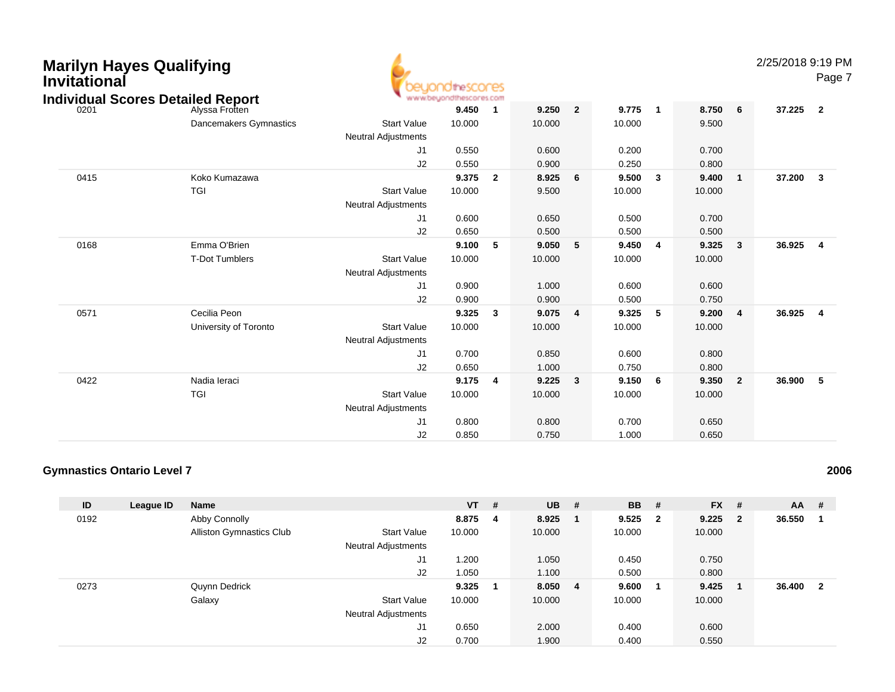# Marilyn Hayes Qualifying Invitational

## Individual Scores Detailed Report

| ID | League ID | Name | | VT | # | UB | # | BB | # | FX | # | AA | # |
|---|---|---|---|---|---|---|---|---|---|---|---|---|---|
| 0201 | | Alyssa Frotten | | **9.450** | **1** | **9.250** | **2** | **9.775** | **1** | **8.750** | **6** | **37.225** | **2** |
| | | Dancemakers Gymnastics | Start Value | 10.000 | | 10.000 | | 10.000 | | 9.500 | | | |
| | | | Neutral Adjustments | | | | | | | | | | |
| | | | J1 | 0.550 | | 0.600 | | 0.200 | | 0.700 | | | |
| | | | J2 | 0.550 | | 0.900 | | 0.250 | | 0.800 | | | |
| 0415 | | Koko Kumazawa | | **9.375** | **2** | **8.925** | **6** | **9.500** | **3** | **9.400** | **1** | **37.200** | **3** |
| | | TGI | Start Value | 10.000 | | 9.500 | | 10.000 | | 10.000 | | | |
| | | | Neutral Adjustments | | | | | | | | | | |
| | | | J1 | 0.600 | | 0.650 | | 0.500 | | 0.700 | | | |
| | | | J2 | 0.650 | | 0.500 | | 0.500 | | 0.500 | | | |
| 0168 | | Emma O'Brien | | **9.100** | **5** | **9.050** | **5** | **9.450** | **4** | **9.325** | **3** | **36.925** | **4** |
| | | T-Dot Tumblers | Start Value | 10.000 | | 10.000 | | 10.000 | | 10.000 | | | |
| | | | Neutral Adjustments | | | | | | | | | | |
| | | | J1 | 0.900 | | 1.000 | | 0.600 | | 0.600 | | | |
| | | | J2 | 0.900 | | 0.900 | | 0.500 | | 0.750 | | | |
| 0571 | | Cecilia Peon | | **9.325** | **3** | **9.075** | **4** | **9.325** | **5** | **9.200** | **4** | **36.925** | **4** |
| | | University of Toronto | Start Value | 10.000 | | 10.000 | | 10.000 | | 10.000 | | | |
| | | | Neutral Adjustments | | | | | | | | | | |
| | | | J1 | 0.700 | | 0.850 | | 0.600 | | 0.800 | | | |
| | | | J2 | 0.650 | | 1.000 | | 0.750 | | 0.800 | | | |
| 0422 | | Nadia Ieraci | | **9.175** | **4** | **9.225** | **3** | **9.150** | **6** | **9.350** | **2** | **36.900** | **5** |
| | | TGI | Start Value | 10.000 | | 10.000 | | 10.000 | | 10.000 | | | |
| | | | Neutral Adjustments | | | | | | | | | | |
| | | | J1 | 0.800 | | 0.800 | | 0.700 | | 0.650 | | | |
| | | | J2 | 0.850 | | 0.750 | | 1.000 | | 0.650 | | | |

### Gymnastics Ontario Level 7 — 2006

| ID | League ID | Name | | VT | # | UB | # | BB | # | FX | # | AA | # |
|---|---|---|---|---|---|---|---|---|---|---|---|---|---|
| 0192 | | Abby Connolly | | **8.875** | **4** | **8.925** | **1** | **9.525** | **2** | **9.225** | **2** | **36.550** | **1** |
| | | Alliston Gymnastics Club | Start Value | 10.000 | | 10.000 | | 10.000 | | 10.000 | | | |
| | | | Neutral Adjustments | | | | | | | | | | |
| | | | J1 | 1.200 | | 1.050 | | 0.450 | | 0.750 | | | |
| | | | J2 | 1.050 | | 1.100 | | 0.500 | | 0.800 | | | |
| 0273 | | Quynn Dedrick | | **9.325** | **1** | **8.050** | **4** | **9.600** | **1** | **9.425** | **1** | **36.400** | **2** |
| | | Galaxy | Start Value | 10.000 | | 10.000 | | 10.000 | | 10.000 | | | |
| | | | Neutral Adjustments | | | | | | | | | | |
| | | | J1 | 0.650 | | 2.000 | | 0.400 | | 0.600 | | | |
| | | | J2 | 0.700 | | 1.900 | | 0.400 | | 0.550 | | | |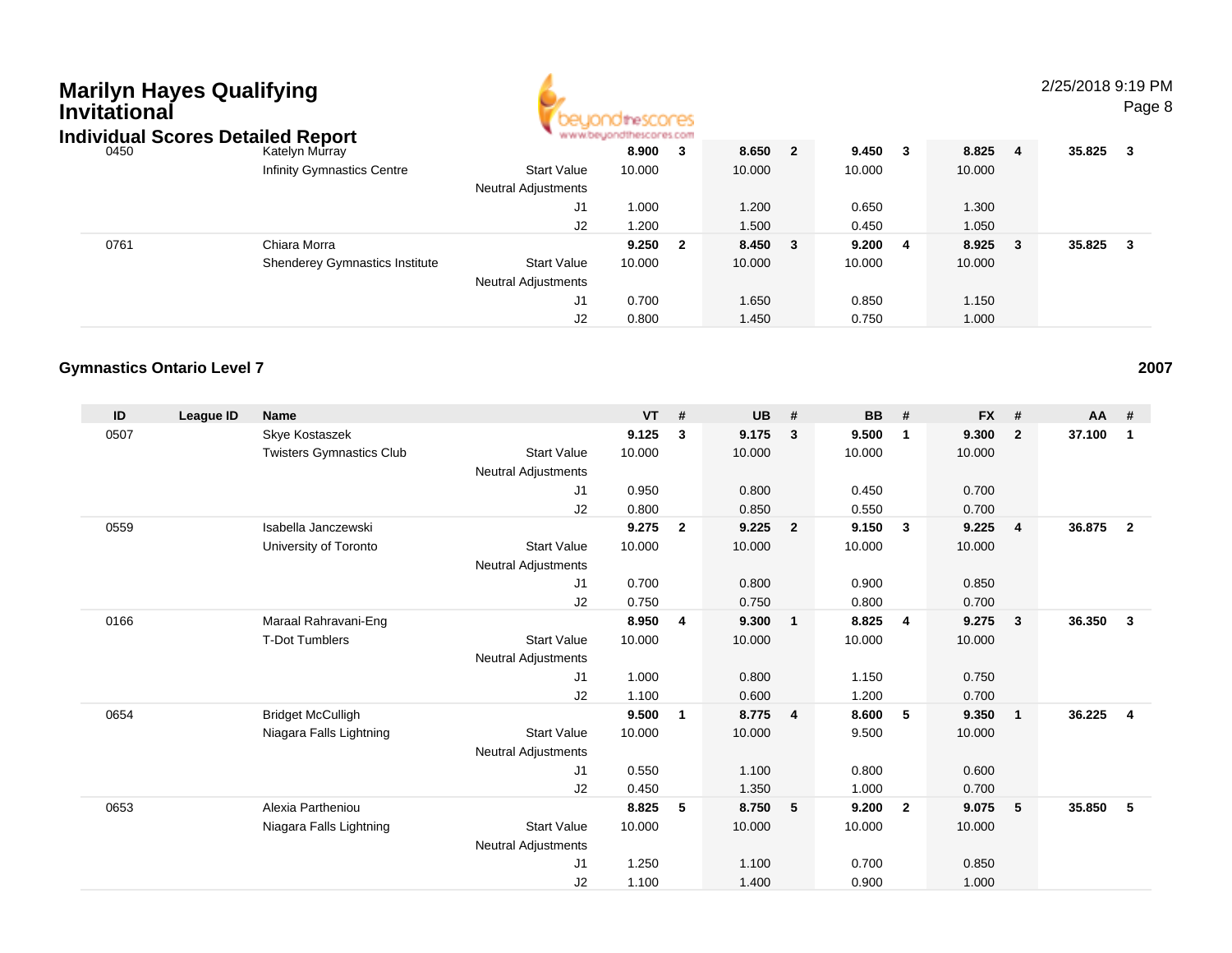# Marilyn Hayes Qualifying Invitational

## Individual Scores Detailed Report

2/25/2018 9:19 PM

| ID | League ID | Name | | VT | # | UB | # | BB | # | FX | # | AA | # |
|---|---|---|---|---|---|---|---|---|---|---|---|---|---|
| 0450 | | Katelyn Murray | | 8.900 | 3 | 8.650 | 2 | 9.450 | 3 | 8.825 | 4 | 35.825 | 3 |
| | | Infinity Gymnastics Centre | Start Value | 10.000 | | 10.000 | | 10.000 | | 10.000 | | | |
| | | | Neutral Adjustments | | | | | | | | | | |
| | | | J1 | 1.000 | | 1.200 | | 0.650 | | 1.300 | | | |
| | | | J2 | 1.200 | | 1.500 | | 0.450 | | 1.050 | | | |
| 0761 | | Chiara Morra | | 9.250 | 2 | 8.450 | 3 | 9.200 | 4 | 8.925 | 3 | 35.825 | 3 |
| | | Shenderey Gymnastics Institute | Start Value | 10.000 | | 10.000 | | 10.000 | | 10.000 | | | |
| | | | Neutral Adjustments | | | | | | | | | | |
| | | | J1 | 0.700 | | 1.650 | | 0.850 | | 1.150 | | | |
| | | | J2 | 0.800 | | 1.450 | | 0.750 | | 1.000 | | | |

### Gymnastics Ontario Level 7

2007

| ID | League ID | Name | | VT | # | UB | # | BB | # | FX | # | AA | # |
|---|---|---|---|---|---|---|---|---|---|---|---|---|---|
| 0507 | | Skye Kostaszek | | 9.125 | 3 | 9.175 | 3 | 9.500 | 1 | 9.300 | 2 | 37.100 | 1 |
| | | Twisters Gymnastics Club | Start Value | 10.000 | | 10.000 | | 10.000 | | 10.000 | | | |
| | | | Neutral Adjustments | | | | | | | | | | |
| | | | J1 | 0.950 | | 0.800 | | 0.450 | | 0.700 | | | |
| | | | J2 | 0.800 | | 0.850 | | 0.550 | | 0.700 | | | |
| 0559 | | Isabella Janczewski | | 9.275 | 2 | 9.225 | 2 | 9.150 | 3 | 9.225 | 4 | 36.875 | 2 |
| | | University of Toronto | Start Value | 10.000 | | 10.000 | | 10.000 | | 10.000 | | | |
| | | | Neutral Adjustments | | | | | | | | | | |
| | | | J1 | 0.700 | | 0.800 | | 0.900 | | 0.850 | | | |
| | | | J2 | 0.750 | | 0.750 | | 0.800 | | 0.700 | | | |
| 0166 | | Maraal Rahravani-Eng | | 8.950 | 4 | 9.300 | 1 | 8.825 | 4 | 9.275 | 3 | 36.350 | 3 |
| | | T-Dot Tumblers | Start Value | 10.000 | | 10.000 | | 10.000 | | 10.000 | | | |
| | | | Neutral Adjustments | | | | | | | | | | |
| | | | J1 | 1.000 | | 0.800 | | 1.150 | | 0.750 | | | |
| | | | J2 | 1.100 | | 0.600 | | 1.200 | | 0.700 | | | |
| 0654 | | Bridget McCulligh | | 9.500 | 1 | 8.775 | 4 | 8.600 | 5 | 9.350 | 1 | 36.225 | 4 |
| | | Niagara Falls Lightning | Start Value | 10.000 | | 10.000 | | 9.500 | | 10.000 | | | |
| | | | Neutral Adjustments | | | | | | | | | | |
| | | | J1 | 0.550 | | 1.100 | | 0.800 | | 0.600 | | | |
| | | | J2 | 0.450 | | 1.350 | | 1.000 | | 0.700 | | | |
| 0653 | | Alexia Partheniou | | 8.825 | 5 | 8.750 | 5 | 9.200 | 2 | 9.075 | 5 | 35.850 | 5 |
| | | Niagara Falls Lightning | Start Value | 10.000 | | 10.000 | | 10.000 | | 10.000 | | | |
| | | | Neutral Adjustments | | | | | | | | | | |
| | | | J1 | 1.250 | | 1.100 | | 0.700 | | 0.850 | | | |
| | | | J2 | 1.100 | | 1.400 | | 0.900 | | 1.000 | | | |